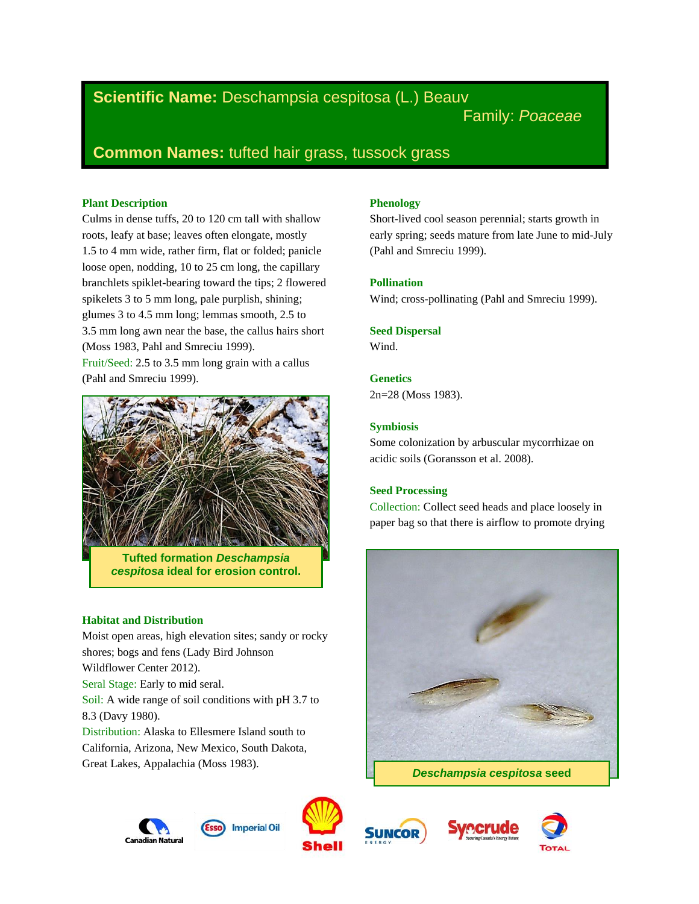# Scientific Name: Deschampsia cespitosa (L.) Beauv

Family: *Poaceae*

## Common Names: tufted hair grass, tussock grass

### Plant Description

Culms in dense tuffs, 20 to 120 cm tall with shallow roots, leafy at base; leaves often elongate, mostly 1.5 to 4 mm wide, rather firm, flat or folded; panicle loose open, nodding, 10 to 25 cm long, the capillary branchlets spiklet-bearing toward the tips; 2 flowered spikelets 3 to 5 mm long, pale purplish, shining; glumes 3 to 4.5 mm long; lemmas smooth, 2.5 to 3.5 mm long awn near the base, the callus hairs short (Moss 1983, Pahl and Smreciu 1999).

Fruit/Seed: 2.5 to 3.5 mm long grain with a callus (Pahl and Smreciu 1999).

**Tufted formation *Deschampsia cespitosa* ideal for erosion control.**

### Habitat and Distribution

Moist open areas, high elevation sites; sandy or rocky shores; bogs and fens (Lady Bird Johnson Wildflower Center 2012).

Seral Stage: Early to mid seral.

Soil: A wide range of soil conditions with pH 3.7 to 8.3 (Davy 1980).

Distribution: Alaska to Ellesmere Island south to California, Arizona, New Mexico, South Dakota, Great Lakes, Appalachia (Moss 1983).

### Phenology

Short-lived cool season perennial; starts growth in early spring; seeds mature from late June to mid-July (Pahl and Smreciu 1999).

### Pollination

Wind; cross-pollinating (Pahl and Smreciu 1999).

### Seed Dispersal

Wind.

### Genetics

2n=28 (Moss 1983).

### Symbiosis

Some colonization by arbuscular mycorrhizae on acidic soils (Goransson et al. 2008).

### Seed Processing

Collection: Collect seed heads and place loosely in paper bag so that there is airflow to promote drying

***Deschampsia cespitosa* seed**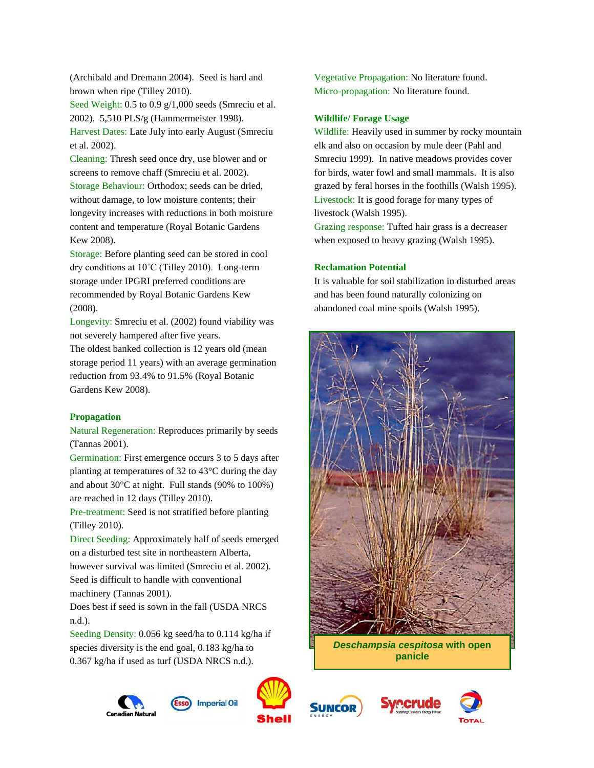(Archibald and Dremann 2004). Seed is hard and brown when ripe (Tilley 2010).

Seed Weight: 0.5 to 0.9 g/1,000 seeds (Smreciu et al. 2002). 5,510 PLS/g (Hammermeister 1998).

Harvest Dates: Late July into early August (Smreciu et al. 2002).

Cleaning: Thresh seed once dry, use blower and or screens to remove chaff (Smreciu et al. 2002).

Storage Behaviour: Orthodox; seeds can be dried, without damage, to low moisture contents; their longevity increases with reductions in both moisture content and temperature (Royal Botanic Gardens Kew 2008).

Storage: Before planting seed can be stored in cool dry conditions at 10˚C (Tilley 2010). Long-term storage under IPGRI preferred conditions are recommended by Royal Botanic Gardens Kew (2008).

Longevity: Smreciu et al. (2002) found viability was not severely hampered after five years.

The oldest banked collection is 12 years old (mean storage period 11 years) with an average germination reduction from 93.4% to 91.5% (Royal Botanic Gardens Kew 2008).

## Propagation

Natural Regeneration: Reproduces primarily by seeds (Tannas 2001).

Germination: First emergence occurs 3 to 5 days after planting at temperatures of 32 to 43°C during the day and about 30°C at night. Full stands (90% to 100%) are reached in 12 days (Tilley 2010).

Pre-treatment: Seed is not stratified before planting (Tilley 2010).

Direct Seeding: Approximately half of seeds emerged on a disturbed test site in northeastern Alberta, however survival was limited (Smreciu et al. 2002). Seed is difficult to handle with conventional machinery (Tannas 2001).

Does best if seed is sown in the fall (USDA NRCS n.d.).

Seeding Density: 0.056 kg seed/ha to 0.114 kg/ha if species diversity is the end goal, 0.183 kg/ha to 0.367 kg/ha if used as turf (USDA NRCS n.d.).

Vegetative Propagation: No literature found.

Micro-propagation: No literature found.

## Wildlife/ Forage Usage

Wildlife: Heavily used in summer by rocky mountain elk and also on occasion by mule deer (Pahl and Smreciu 1999). In native meadows provides cover for birds, water fowl and small mammals. It is also grazed by feral horses in the foothills (Walsh 1995).

Livestock: It is good forage for many types of livestock (Walsh 1995).

Grazing response: Tufted hair grass is a decreaser when exposed to heavy grazing (Walsh 1995).

## Reclamation Potential

It is valuable for soil stabilization in disturbed areas and has been found naturally colonizing on abandoned coal mine spoils (Walsh 1995).

***Deschampsia cespitosa*** **with open panicle**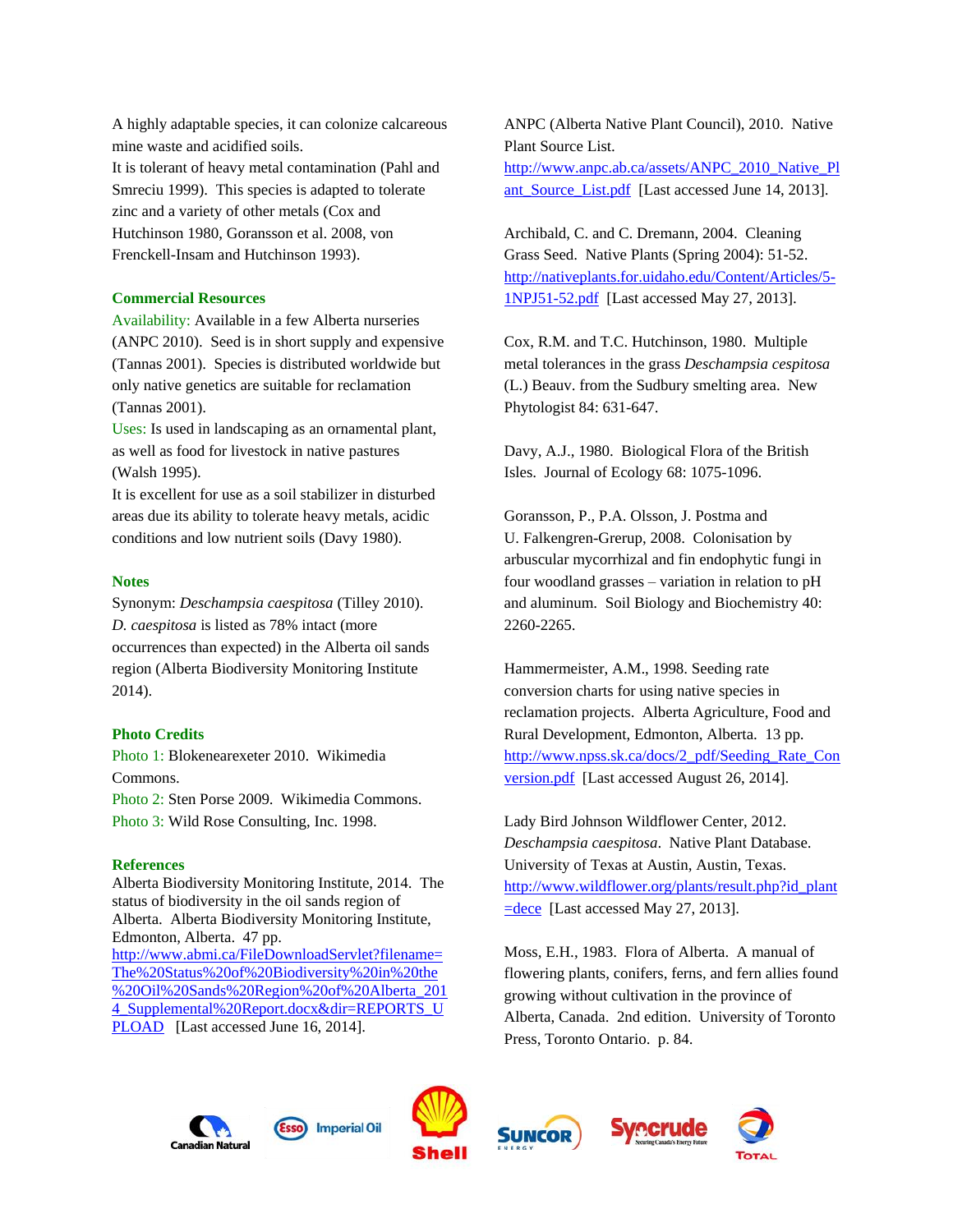A highly adaptable species, it can colonize calcareous mine waste and acidified soils.

It is tolerant of heavy metal contamination (Pahl and Smreciu 1999). This species is adapted to tolerate zinc and a variety of other metals (Cox and Hutchinson 1980, Goransson et al. 2008, von Frenckell-Insam and Hutchinson 1993).

## Commercial Resources

Availability: Available in a few Alberta nurseries (ANPC 2010). Seed is in short supply and expensive (Tannas 2001). Species is distributed worldwide but only native genetics are suitable for reclamation (Tannas 2001).

Uses: Is used in landscaping as an ornamental plant, as well as food for livestock in native pastures (Walsh 1995).

It is excellent for use as a soil stabilizer in disturbed areas due its ability to tolerate heavy metals, acidic conditions and low nutrient soils (Davy 1980).

## Notes

Synonym: *Deschampsia caespitosa* (Tilley 2010).

*D. caespitosa* is listed as 78% intact (more occurrences than expected) in the Alberta oil sands region (Alberta Biodiversity Monitoring Institute 2014).

## Photo Credits

Photo 1: Blokenearexeter 2010. Wikimedia Commons.

Photo 2: Sten Porse 2009. Wikimedia Commons.

Photo 3: Wild Rose Consulting, Inc. 1998.

## References

Alberta Biodiversity Monitoring Institute, 2014. The status of biodiversity in the oil sands region of Alberta. Alberta Biodiversity Monitoring Institute, Edmonton, Alberta. 47 pp. http://www.abmi.ca/FileDownloadServlet?filename=The%20Status%20of%20Biodiversity%20in%20the%20Oil%20Sands%20Region%20of%20Alberta_2014_Supplemental%20Report.docx&dir=REPORTS_UPLOAD [Last accessed June 16, 2014].

ANPC (Alberta Native Plant Council), 2010. Native Plant Source List. http://www.anpc.ab.ca/assets/ANPC_2010_Native_Plant_Source_List.pdf [Last accessed June 14, 2013].

Archibald, C. and C. Dremann, 2004. Cleaning Grass Seed. Native Plants (Spring 2004): 51-52. http://nativeplants.for.uidaho.edu/Content/Articles/5-1NPJ51-52.pdf [Last accessed May 27, 2013].

Cox, R.M. and T.C. Hutchinson, 1980. Multiple metal tolerances in the grass *Deschampsia cespitosa* (L.) Beauv. from the Sudbury smelting area. New Phytologist 84: 631-647.

Davy, A.J., 1980. Biological Flora of the British Isles. Journal of Ecology 68: 1075-1096.

Goransson, P., P.A. Olsson, J. Postma and U. Falkengren-Grerup, 2008. Colonisation by arbuscular mycorrhizal and fin endophytic fungi in four woodland grasses – variation in relation to pH and aluminum. Soil Biology and Biochemistry 40: 2260-2265.

Hammermeister, A.M., 1998. Seeding rate conversion charts for using native species in reclamation projects. Alberta Agriculture, Food and Rural Development, Edmonton, Alberta. 13 pp. http://www.npss.sk.ca/docs/2_pdf/Seeding_Rate_Conversion.pdf [Last accessed August 26, 2014].

Lady Bird Johnson Wildflower Center, 2012. *Deschampsia caespitosa*. Native Plant Database. University of Texas at Austin, Austin, Texas. http://www.wildflower.org/plants/result.php?id_plant=dece [Last accessed May 27, 2013].

Moss, E.H., 1983. Flora of Alberta. A manual of flowering plants, conifers, ferns, and fern allies found growing without cultivation in the province of Alberta, Canada. 2nd edition. University of Toronto Press, Toronto Ontario. p. 84.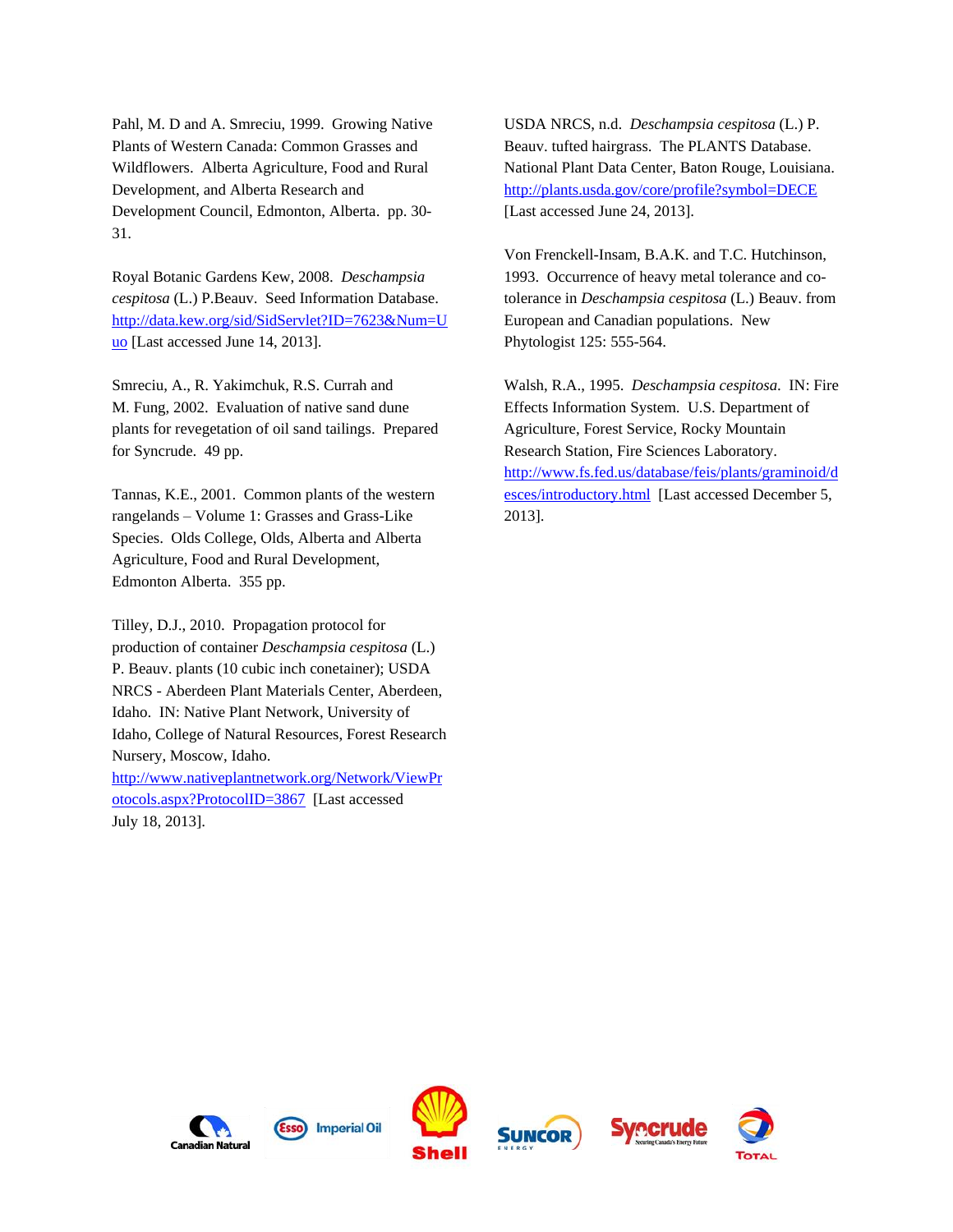Pahl, M. D and A. Smreciu, 1999. Growing Native Plants of Western Canada: Common Grasses and Wildflowers. Alberta Agriculture, Food and Rural Development, and Alberta Research and Development Council, Edmonton, Alberta. pp. 30-31.

Royal Botanic Gardens Kew, 2008. *Deschampsia cespitosa* (L.) P.Beauv. Seed Information Database. http://data.kew.org/sid/SidServlet?ID=7623&Num=Uuo [Last accessed June 14, 2013].

Smreciu, A., R. Yakimchuk, R.S. Currah and M. Fung, 2002. Evaluation of native sand dune plants for revegetation of oil sand tailings. Prepared for Syncrude. 49 pp.

Tannas, K.E., 2001. Common plants of the western rangelands – Volume 1: Grasses and Grass-Like Species. Olds College, Olds, Alberta and Alberta Agriculture, Food and Rural Development, Edmonton Alberta. 355 pp.

Tilley, D.J., 2010. Propagation protocol for production of container *Deschampsia cespitosa* (L.) P. Beauv. plants (10 cubic inch conetainer); USDA NRCS - Aberdeen Plant Materials Center, Aberdeen, Idaho. IN: Native Plant Network, University of Idaho, College of Natural Resources, Forest Research Nursery, Moscow, Idaho. http://www.nativeplantnetwork.org/Network/ViewProtocols.aspx?ProtocolID=3867 [Last accessed July 18, 2013].

USDA NRCS, n.d. *Deschampsia cespitosa* (L.) P. Beauv. tufted hairgrass. The PLANTS Database. National Plant Data Center, Baton Rouge, Louisiana. http://plants.usda.gov/core/profile?symbol=DECE [Last accessed June 24, 2013].

Von Frenckell-Insam, B.A.K. and T.C. Hutchinson, 1993. Occurrence of heavy metal tolerance and co-tolerance in *Deschampsia cespitosa* (L.) Beauv. from European and Canadian populations. New Phytologist 125: 555-564.

Walsh, R.A., 1995. *Deschampsia cespitosa*. IN: Fire Effects Information System. U.S. Department of Agriculture, Forest Service, Rocky Mountain Research Station, Fire Sciences Laboratory. http://www.fs.fed.us/database/feis/plants/graminoid/desces/introductory.html [Last accessed December 5, 2013].